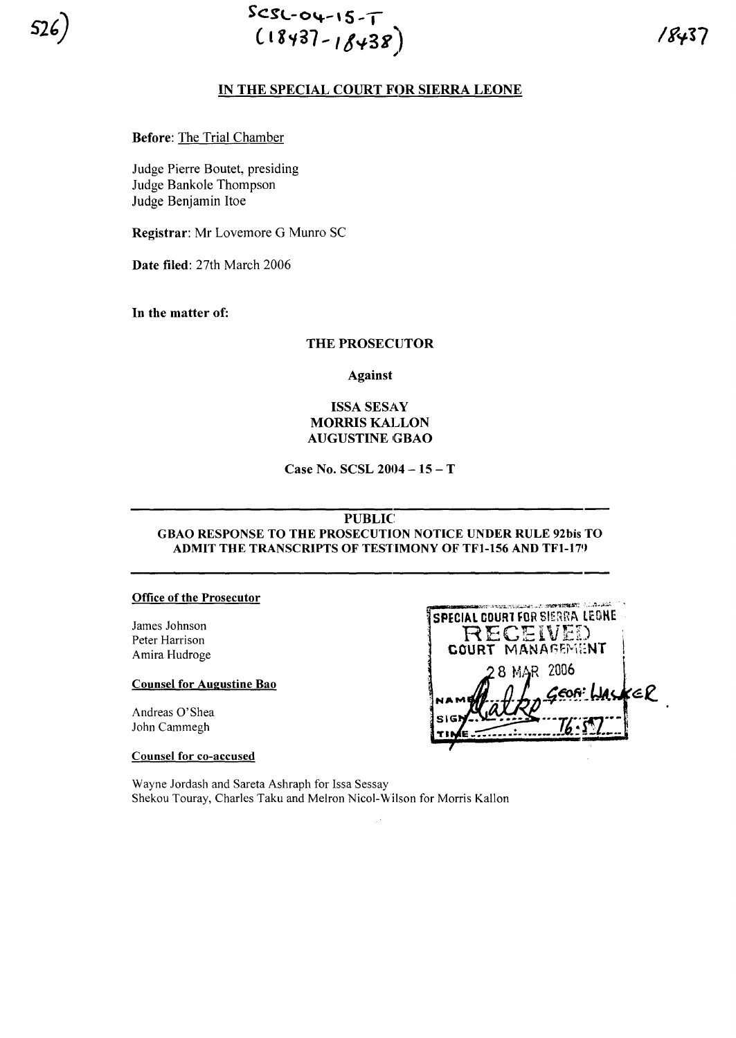SCSL-04-15-T
(18437-18438)

# IN THE SPECIAL COURT FOR SIERRA LEONE

**Before**: The Trial Chamber

Judge Pierre Boutet, presiding
Judge Bankole Thompson
Judge Benjamin Itoe

**Registrar**: Mr Lovemore G Munro SC

**Date filed**: 27th March 2006

**In the matter of:**

**THE PROSECUTOR**

**Against**

**ISSA SESAY**
**MORRIS KALLON**
**AUGUSTINE GBAO**

**Case No. SCSL 2004 – 15 – T**

---

**PUBLIC**

**GBAO RESPONSE TO THE PROSECUTION NOTICE UNDER RULE 92bis TO ADMIT THE TRANSCRIPTS OF TESTIMONY OF TF1-156 AND TF1-179**

---

**Office of the Prosecutor**

James Johnson
Peter Harrison
Amira Hudroge

**Counsel for Augustine Bao**

Andreas O'Shea
John Cammegh

**Counsel for co-accused**

Wayne Jordash and Sareta Ashraph for Issa Sessay
Shekou Touray, Charles Taku and Melron Nicol-Wilson for Morris Kallon

SPECIAL COURT FOR SIERRA LEONE
RECEIVED
COURT MANAGEMENT
28 MAR 2006
NAME GEOFF WALKER
SIGN
TIME 16:57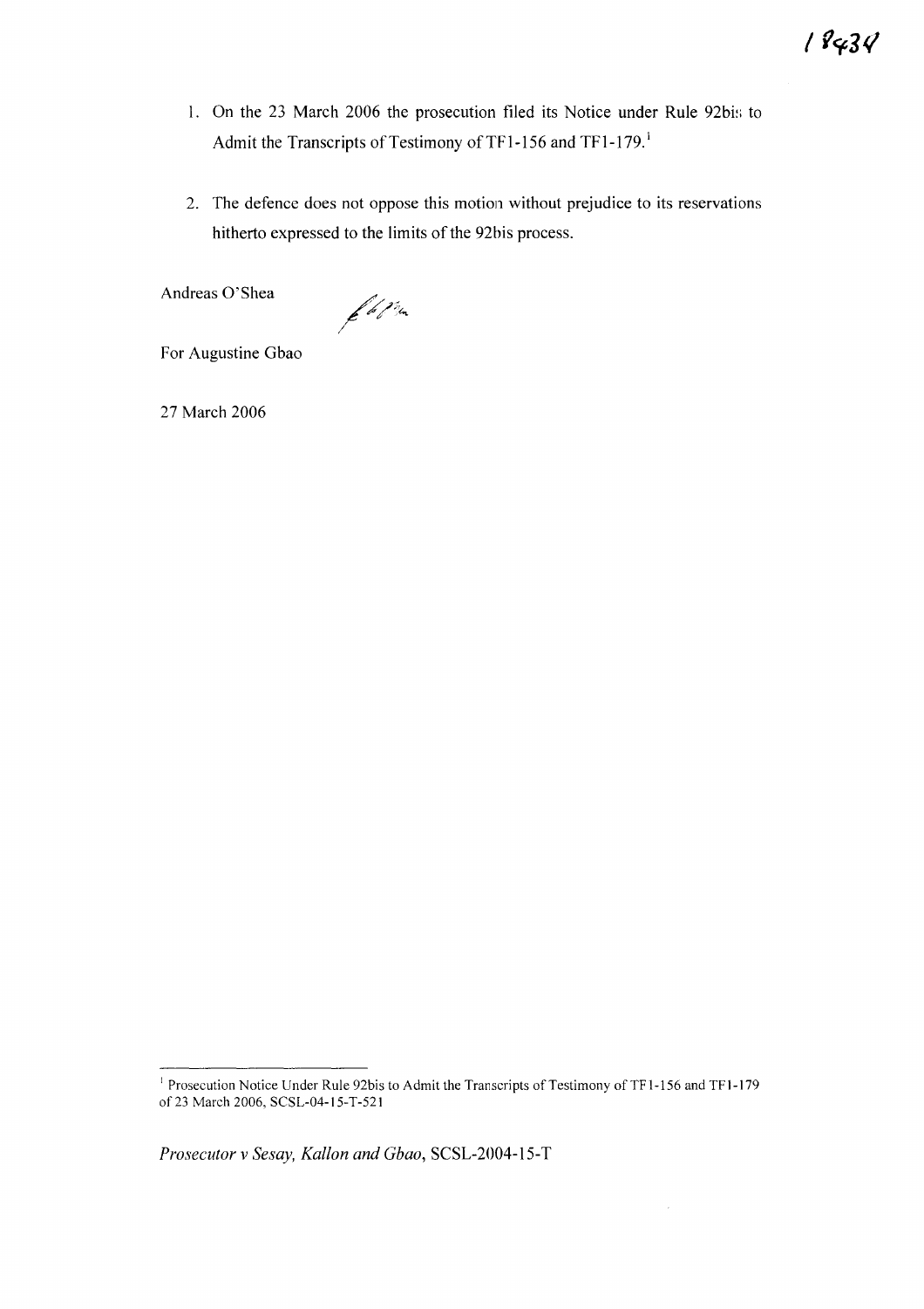1. On the 23 March 2006 the prosecution filed its Notice under Rule 92bis to Admit the Transcripts of Testimony of TF1-156 and TF1-179.[1]

2. The defence does not oppose this motion without prejudice to its reservations hitherto expressed to the limits of the 92bis process.

Andreas O'Shea

For Augustine Gbao

27 March 2006

---

[1] Prosecution Notice Under Rule 92bis to Admit the Transcripts of Testimony of TF1-156 and TF1-179 of 23 March 2006, SCSL-04-15-T-521

*Prosecutor v Sesay, Kallon and Gbao*, SCSL-2004-15-T